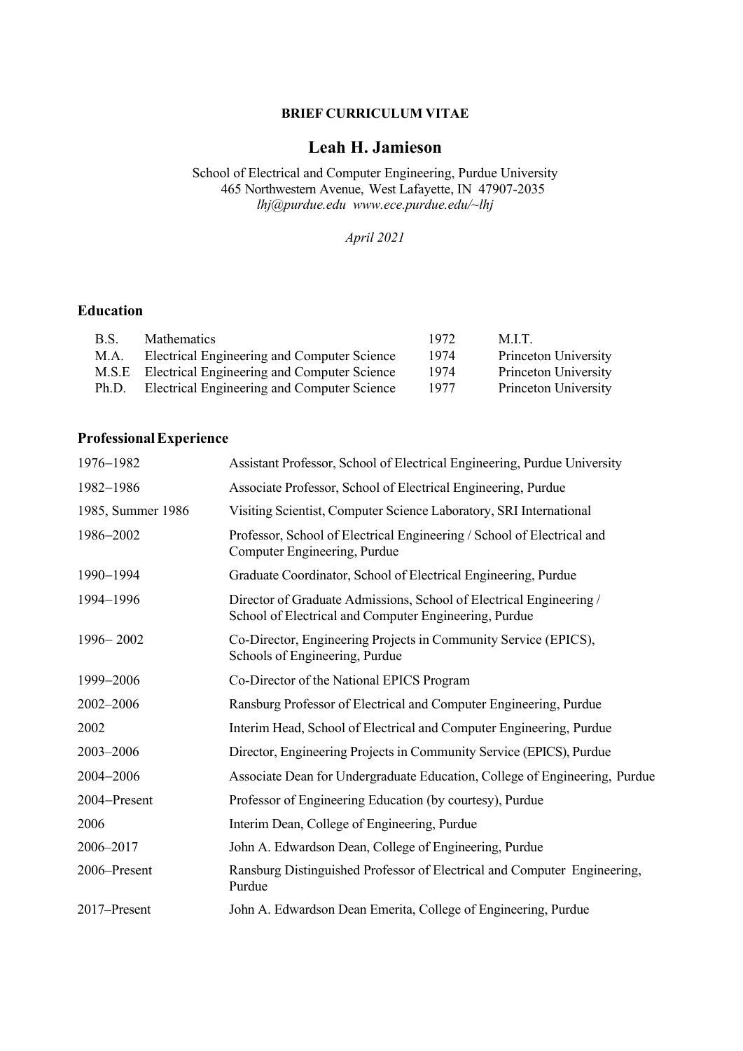**BRIEF CURRICULUM VITAE**

# Leah H. Jamieson

School of Electrical and Computer Engineering, Purdue University
465 Northwestern Avenue, West Lafayette, IN 47907-2035
*lhj@purdue.edu www.ece.purdue.edu/~lhj*

*April 2021*

## Education

| | | | |
|---|---|---|---|
| B.S. | Mathematics | 1972 | M.I.T. |
| M.A. | Electrical Engineering and Computer Science | 1974 | Princeton University |
| M.S.E | Electrical Engineering and Computer Science | 1974 | Princeton University |
| Ph.D. | Electrical Engineering and Computer Science | 1977 | Princeton University |

## Professional Experience

| | |
|---|---|
| 1976–1982 | Assistant Professor, School of Electrical Engineering, Purdue University |
| 1982–1986 | Associate Professor, School of Electrical Engineering, Purdue |
| 1985, Summer 1986 | Visiting Scientist, Computer Science Laboratory, SRI International |
| 1986–2002 | Professor, School of Electrical Engineering / School of Electrical and Computer Engineering, Purdue |
| 1990–1994 | Graduate Coordinator, School of Electrical Engineering, Purdue |
| 1994–1996 | Director of Graduate Admissions, School of Electrical Engineering / School of Electrical and Computer Engineering, Purdue |
| 1996– 2002 | Co-Director, Engineering Projects in Community Service (EPICS), Schools of Engineering, Purdue |
| 1999–2006 | Co-Director of the National EPICS Program |
| 2002–2006 | Ransburg Professor of Electrical and Computer Engineering, Purdue |
| 2002 | Interim Head, School of Electrical and Computer Engineering, Purdue |
| 2003–2006 | Director, Engineering Projects in Community Service (EPICS), Purdue |
| 2004–2006 | Associate Dean for Undergraduate Education, College of Engineering, Purdue |
| 2004–Present | Professor of Engineering Education (by courtesy), Purdue |
| 2006 | Interim Dean, College of Engineering, Purdue |
| 2006–2017 | John A. Edwardson Dean, College of Engineering, Purdue |
| 2006–Present | Ransburg Distinguished Professor of Electrical and Computer Engineering, Purdue |
| 2017–Present | John A. Edwardson Dean Emerita, College of Engineering, Purdue |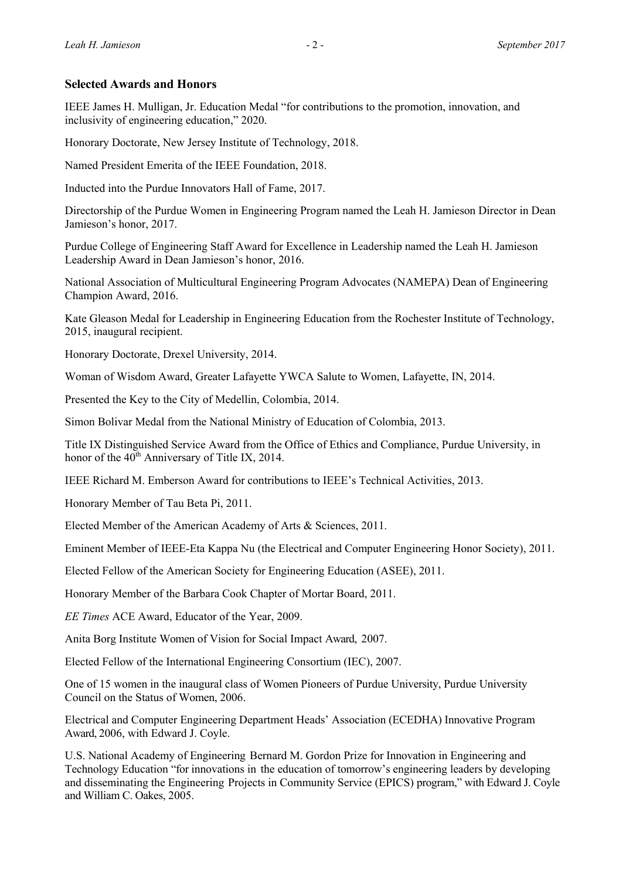## Selected Awards and Honors

IEEE James H. Mulligan, Jr. Education Medal "for contributions to the promotion, innovation, and inclusivity of engineering education," 2020.

Honorary Doctorate, New Jersey Institute of Technology, 2018.

Named President Emerita of the IEEE Foundation, 2018.

Inducted into the Purdue Innovators Hall of Fame, 2017.

Directorship of the Purdue Women in Engineering Program named the Leah H. Jamieson Director in Dean Jamieson's honor, 2017.

Purdue College of Engineering Staff Award for Excellence in Leadership named the Leah H. Jamieson Leadership Award in Dean Jamieson's honor, 2016.

National Association of Multicultural Engineering Program Advocates (NAMEPA) Dean of Engineering Champion Award, 2016.

Kate Gleason Medal for Leadership in Engineering Education from the Rochester Institute of Technology, 2015, inaugural recipient.

Honorary Doctorate, Drexel University, 2014.

Woman of Wisdom Award, Greater Lafayette YWCA Salute to Women, Lafayette, IN, 2014.

Presented the Key to the City of Medellin, Colombia, 2014.

Simon Bolivar Medal from the National Ministry of Education of Colombia, 2013.

Title IX Distinguished Service Award from the Office of Ethics and Compliance, Purdue University, in honor of the 40th Anniversary of Title IX, 2014.

IEEE Richard M. Emberson Award for contributions to IEEE's Technical Activities, 2013.

Honorary Member of Tau Beta Pi, 2011.

Elected Member of the American Academy of Arts & Sciences, 2011.

Eminent Member of IEEE-Eta Kappa Nu (the Electrical and Computer Engineering Honor Society), 2011.

Elected Fellow of the American Society for Engineering Education (ASEE), 2011.

Honorary Member of the Barbara Cook Chapter of Mortar Board, 2011.

*EE Times* ACE Award, Educator of the Year, 2009.

Anita Borg Institute Women of Vision for Social Impact Award, 2007.

Elected Fellow of the International Engineering Consortium (IEC), 2007.

One of 15 women in the inaugural class of Women Pioneers of Purdue University, Purdue University Council on the Status of Women, 2006.

Electrical and Computer Engineering Department Heads' Association (ECEDHA) Innovative Program Award, 2006, with Edward J. Coyle.

U.S. National Academy of Engineering Bernard M. Gordon Prize for Innovation in Engineering and Technology Education "for innovations in the education of tomorrow's engineering leaders by developing and disseminating the Engineering Projects in Community Service (EPICS) program," with Edward J. Coyle and William C. Oakes, 2005.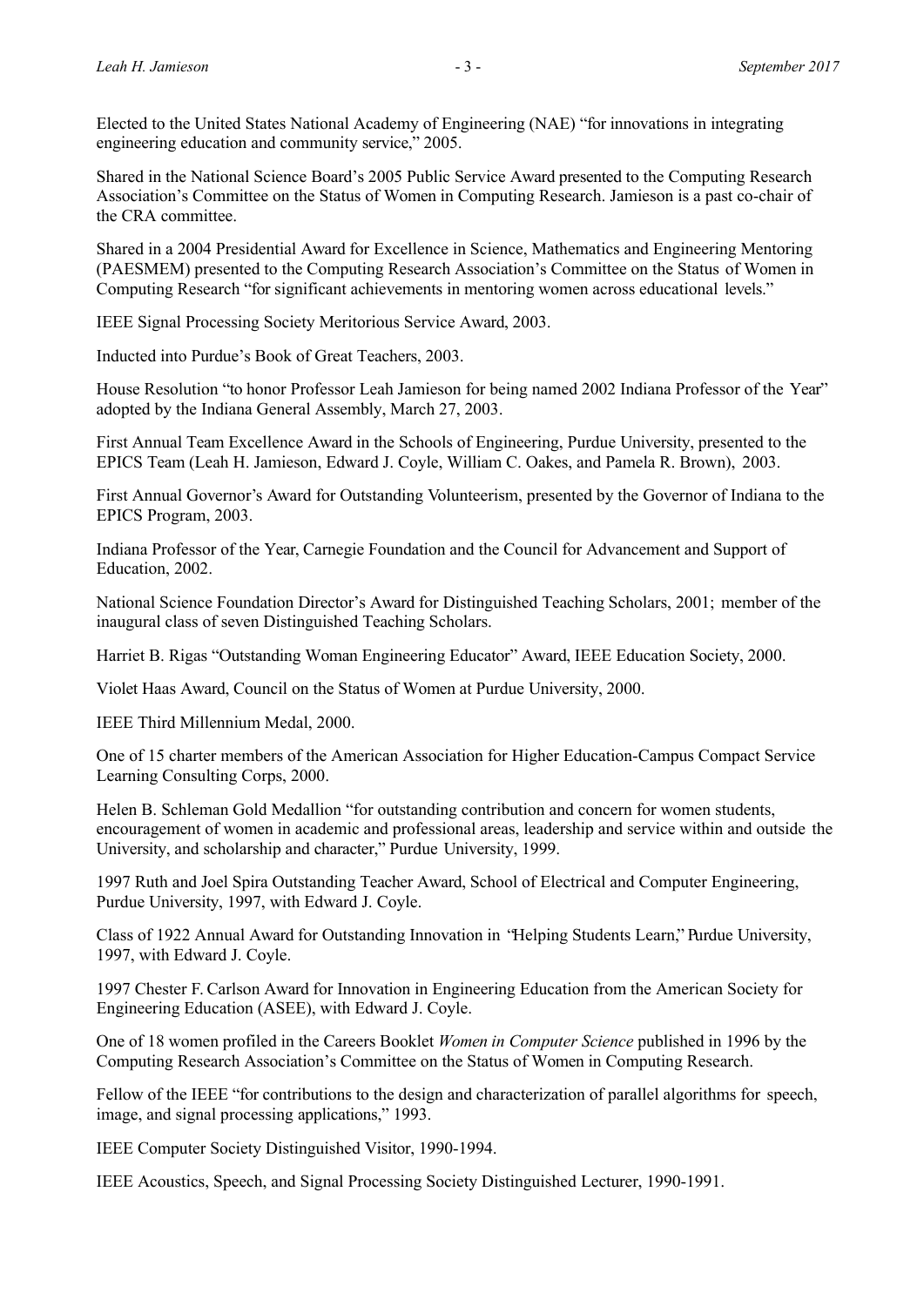Elected to the United States National Academy of Engineering (NAE) "for innovations in integrating engineering education and community service," 2005.

Shared in the National Science Board's 2005 Public Service Award presented to the Computing Research Association's Committee on the Status of Women in Computing Research. Jamieson is a past co-chair of the CRA committee.

Shared in a 2004 Presidential Award for Excellence in Science, Mathematics and Engineering Mentoring (PAESMEM) presented to the Computing Research Association's Committee on the Status of Women in Computing Research "for significant achievements in mentoring women across educational levels."

IEEE Signal Processing Society Meritorious Service Award, 2003.

Inducted into Purdue's Book of Great Teachers, 2003.

House Resolution "to honor Professor Leah Jamieson for being named 2002 Indiana Professor of the Year" adopted by the Indiana General Assembly, March 27, 2003.

First Annual Team Excellence Award in the Schools of Engineering, Purdue University, presented to the EPICS Team (Leah H. Jamieson, Edward J. Coyle, William C. Oakes, and Pamela R. Brown), 2003.

First Annual Governor's Award for Outstanding Volunteerism, presented by the Governor of Indiana to the EPICS Program, 2003.

Indiana Professor of the Year, Carnegie Foundation and the Council for Advancement and Support of Education, 2002.

National Science Foundation Director's Award for Distinguished Teaching Scholars, 2001; member of the inaugural class of seven Distinguished Teaching Scholars.

Harriet B. Rigas "Outstanding Woman Engineering Educator" Award, IEEE Education Society, 2000.

Violet Haas Award, Council on the Status of Women at Purdue University, 2000.

IEEE Third Millennium Medal, 2000.

One of 15 charter members of the American Association for Higher Education-Campus Compact Service Learning Consulting Corps, 2000.

Helen B. Schleman Gold Medallion "for outstanding contribution and concern for women students, encouragement of women in academic and professional areas, leadership and service within and outside the University, and scholarship and character," Purdue University, 1999.

1997 Ruth and Joel Spira Outstanding Teacher Award, School of Electrical and Computer Engineering, Purdue University, 1997, with Edward J. Coyle.

Class of 1922 Annual Award for Outstanding Innovation in "Helping Students Learn," Purdue University, 1997, with Edward J. Coyle.

1997 Chester F. Carlson Award for Innovation in Engineering Education from the American Society for Engineering Education (ASEE), with Edward J. Coyle.

One of 18 women profiled in the Careers Booklet *Women in Computer Science* published in 1996 by the Computing Research Association's Committee on the Status of Women in Computing Research.

Fellow of the IEEE "for contributions to the design and characterization of parallel algorithms for speech, image, and signal processing applications," 1993.

IEEE Computer Society Distinguished Visitor, 1990-1994.

IEEE Acoustics, Speech, and Signal Processing Society Distinguished Lecturer, 1990-1991.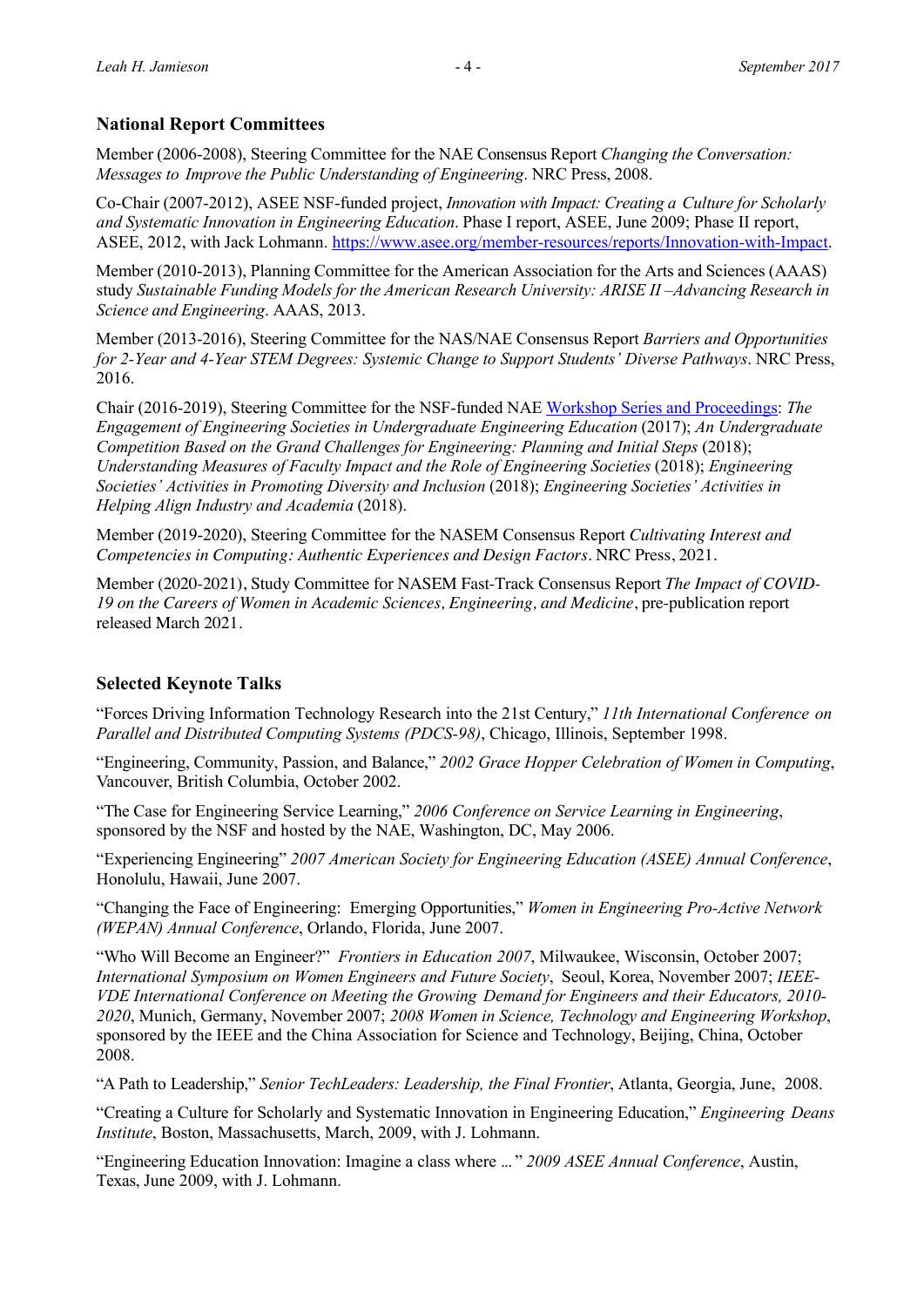## National Report Committees

Member (2006-2008), Steering Committee for the NAE Consensus Report *Changing the Conversation: Messages to Improve the Public Understanding of Engineering*. NRC Press, 2008.

Co-Chair (2007-2012), ASEE NSF-funded project, *Innovation with Impact: Creating a Culture for Scholarly and Systematic Innovation in Engineering Education*. Phase I report, ASEE, June 2009; Phase II report, ASEE, 2012, with Jack Lohmann. [https://www.asee.org/member-resources/reports/Innovation-with-Impact](https://www.asee.org/member-resources/reports/Innovation-with-Impact).

Member (2010-2013), Planning Committee for the American Association for the Arts and Sciences (AAAS) study *Sustainable Funding Models for the American Research University: ARISE II –Advancing Research in Science and Engineering*. AAAS, 2013.

Member (2013-2016), Steering Committee for the NAS/NAE Consensus Report *Barriers and Opportunities for 2-Year and 4-Year STEM Degrees: Systemic Change to Support Students' Diverse Pathways*. NRC Press, 2016.

Chair (2016-2019), Steering Committee for the NSF-funded NAE Workshop Series and Proceedings: *The Engagement of Engineering Societies in Undergraduate Engineering Education* (2017); *An Undergraduate Competition Based on the Grand Challenges for Engineering: Planning and Initial Steps* (2018); *Understanding Measures of Faculty Impact and the Role of Engineering Societies* (2018); *Engineering Societies' Activities in Promoting Diversity and Inclusion* (2018); *Engineering Societies' Activities in Helping Align Industry and Academia* (2018).

Member (2019-2020), Steering Committee for the NASEM Consensus Report *Cultivating Interest and Competencies in Computing: Authentic Experiences and Design Factors*. NRC Press, 2021.

Member (2020-2021), Study Committee for NASEM Fast-Track Consensus Report *The Impact of COVID-19 on the Careers of Women in Academic Sciences, Engineering, and Medicine*, pre-publication report released March 2021.

## Selected Keynote Talks

"Forces Driving Information Technology Research into the 21st Century," *11th International Conference on Parallel and Distributed Computing Systems (PDCS-98)*, Chicago, Illinois, September 1998.

"Engineering, Community, Passion, and Balance," *2002 Grace Hopper Celebration of Women in Computing*, Vancouver, British Columbia, October 2002.

"The Case for Engineering Service Learning," *2006 Conference on Service Learning in Engineering*, sponsored by the NSF and hosted by the NAE, Washington, DC, May 2006.

"Experiencing Engineering" *2007 American Society for Engineering Education (ASEE) Annual Conference*, Honolulu, Hawaii, June 2007.

"Changing the Face of Engineering: Emerging Opportunities," *Women in Engineering Pro-Active Network (WEPAN) Annual Conference*, Orlando, Florida, June 2007.

"Who Will Become an Engineer?" *Frontiers in Education 2007*, Milwaukee, Wisconsin, October 2007; *International Symposium on Women Engineers and Future Society*, Seoul, Korea, November 2007; *IEEE-VDE International Conference on Meeting the Growing Demand for Engineers and their Educators, 2010-2020*, Munich, Germany, November 2007; *2008 Women in Science, Technology and Engineering Workshop*, sponsored by the IEEE and the China Association for Science and Technology, Beijing, China, October 2008.

"A Path to Leadership," *Senior TechLeaders: Leadership, the Final Frontier*, Atlanta, Georgia, June, 2008.

"Creating a Culture for Scholarly and Systematic Innovation in Engineering Education," *Engineering Deans Institute*, Boston, Massachusetts, March, 2009, with J. Lohmann.

"Engineering Education Innovation: Imagine a class where ... " *2009 ASEE Annual Conference*, Austin, Texas, June 2009, with J. Lohmann.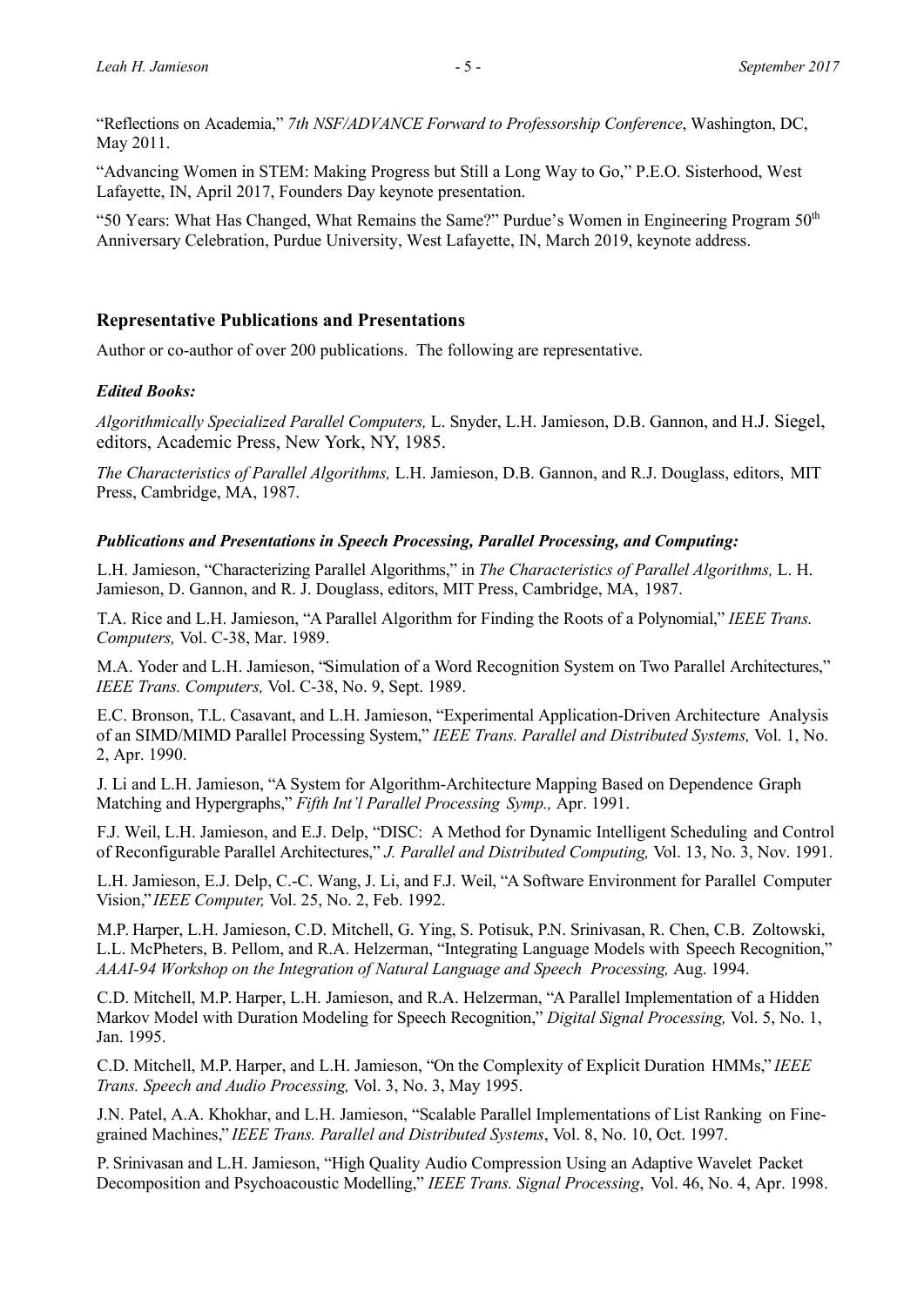"Reflections on Academia," *7th NSF/ADVANCE Forward to Professorship Conference*, Washington, DC, May 2011.

"Advancing Women in STEM: Making Progress but Still a Long Way to Go," P.E.O. Sisterhood, West Lafayette, IN, April 2017, Founders Day keynote presentation.

"50 Years: What Has Changed, What Remains the Same?" Purdue's Women in Engineering Program 50th Anniversary Celebration, Purdue University, West Lafayette, IN, March 2019, keynote address.

### Representative Publications and Presentations

Author or co-author of over 200 publications. The following are representative.

***Edited Books:***

*Algorithmically Specialized Parallel Computers,* L. Snyder, L.H. Jamieson, D.B. Gannon, and H.J. Siegel, editors, Academic Press, New York, NY, 1985.

*The Characteristics of Parallel Algorithms,* L.H. Jamieson, D.B. Gannon, and R.J. Douglass, editors, MIT Press, Cambridge, MA, 1987.

***Publications and Presentations in Speech Processing, Parallel Processing, and Computing:***

L.H. Jamieson, "Characterizing Parallel Algorithms," in *The Characteristics of Parallel Algorithms,* L. H. Jamieson, D. Gannon, and R. J. Douglass, editors, MIT Press, Cambridge, MA, 1987.

T.A. Rice and L.H. Jamieson, "A Parallel Algorithm for Finding the Roots of a Polynomial," *IEEE Trans. Computers,* Vol. C-38, Mar. 1989.

M.A. Yoder and L.H. Jamieson, "Simulation of a Word Recognition System on Two Parallel Architectures," *IEEE Trans. Computers,* Vol. C-38, No. 9, Sept. 1989.

E.C. Bronson, T.L. Casavant, and L.H. Jamieson, "Experimental Application-Driven Architecture Analysis of an SIMD/MIMD Parallel Processing System," *IEEE Trans. Parallel and Distributed Systems,* Vol. 1, No. 2, Apr. 1990.

J. Li and L.H. Jamieson, "A System for Algorithm-Architecture Mapping Based on Dependence Graph Matching and Hypergraphs," *Fifth Int'l Parallel Processing Symp.,* Apr. 1991.

F.J. Weil, L.H. Jamieson, and E.J. Delp, "DISC: A Method for Dynamic Intelligent Scheduling and Control of Reconfigurable Parallel Architectures," *J. Parallel and Distributed Computing,* Vol. 13, No. 3, Nov. 1991.

L.H. Jamieson, E.J. Delp, C.-C. Wang, J. Li, and F.J. Weil, "A Software Environment for Parallel Computer Vision," *IEEE Computer,* Vol. 25, No. 2, Feb. 1992.

M.P. Harper, L.H. Jamieson, C.D. Mitchell, G. Ying, S. Potisuk, P.N. Srinivasan, R. Chen, C.B. Zoltowski, L.L. McPheters, B. Pellom, and R.A. Helzerman, "Integrating Language Models with Speech Recognition," *AAAI-94 Workshop on the Integration of Natural Language and Speech Processing,* Aug. 1994.

C.D. Mitchell, M.P. Harper, L.H. Jamieson, and R.A. Helzerman, "A Parallel Implementation of a Hidden Markov Model with Duration Modeling for Speech Recognition," *Digital Signal Processing,* Vol. 5, No. 1, Jan. 1995.

C.D. Mitchell, M.P. Harper, and L.H. Jamieson, "On the Complexity of Explicit Duration HMMs," *IEEE Trans. Speech and Audio Processing,* Vol. 3, No. 3, May 1995.

J.N. Patel, A.A. Khokhar, and L.H. Jamieson, "Scalable Parallel Implementations of List Ranking on Fine-grained Machines," *IEEE Trans. Parallel and Distributed Systems*, Vol. 8, No. 10, Oct. 1997.

P. Srinivasan and L.H. Jamieson, "High Quality Audio Compression Using an Adaptive Wavelet Packet Decomposition and Psychoacoustic Modelling," *IEEE Trans. Signal Processing*, Vol. 46, No. 4, Apr. 1998.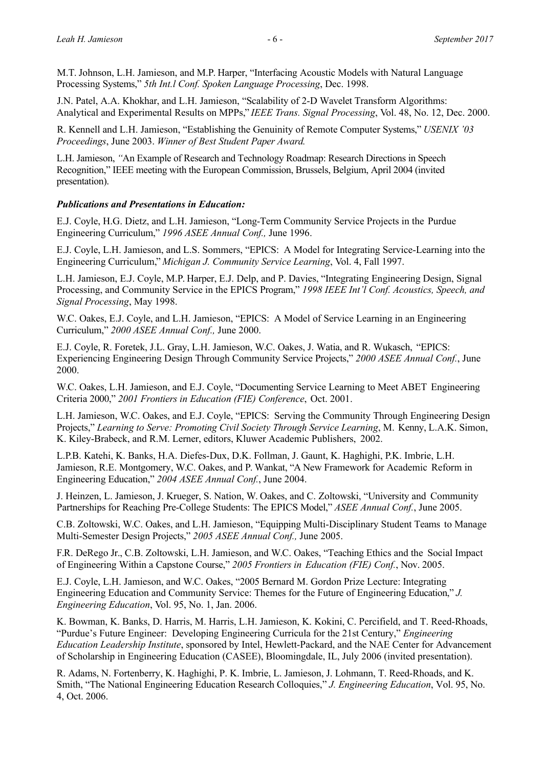M.T. Johnson, L.H. Jamieson, and M.P. Harper, "Interfacing Acoustic Models with Natural Language Processing Systems," *5th Int.l Conf. Spoken Language Processing*, Dec. 1998.

J.N. Patel, A.A. Khokhar, and L.H. Jamieson, "Scalability of 2-D Wavelet Transform Algorithms: Analytical and Experimental Results on MPPs," *IEEE Trans. Signal Processing*, Vol. 48, No. 12, Dec. 2000.

R. Kennell and L.H. Jamieson, "Establishing the Genuinity of Remote Computer Systems," *USENIX '03 Proceedings*, June 2003. *Winner of Best Student Paper Award.*

L.H. Jamieson, *"*An Example of Research and Technology Roadmap: Research Directions in Speech Recognition," IEEE meeting with the European Commission, Brussels, Belgium, April 2004 (invited presentation).

***Publications and Presentations in Education:***

E.J. Coyle, H.G. Dietz, and L.H. Jamieson, "Long-Term Community Service Projects in the Purdue Engineering Curriculum," *1996 ASEE Annual Conf.,* June 1996.

E.J. Coyle, L.H. Jamieson, and L.S. Sommers, "EPICS: A Model for Integrating Service-Learning into the Engineering Curriculum," *Michigan J. Community Service Learning*, Vol. 4, Fall 1997.

L.H. Jamieson, E.J. Coyle, M.P. Harper, E.J. Delp, and P. Davies, "Integrating Engineering Design, Signal Processing, and Community Service in the EPICS Program," *1998 IEEE Int'l Conf. Acoustics, Speech, and Signal Processing*, May 1998.

W.C. Oakes, E.J. Coyle, and L.H. Jamieson, "EPICS: A Model of Service Learning in an Engineering Curriculum," *2000 ASEE Annual Conf.,* June 2000.

E.J. Coyle, R. Foretek, J.L. Gray, L.H. Jamieson, W.C. Oakes, J. Watia, and R. Wukasch, "EPICS: Experiencing Engineering Design Through Community Service Projects," *2000 ASEE Annual Conf.*, June 2000.

W.C. Oakes, L.H. Jamieson, and E.J. Coyle, "Documenting Service Learning to Meet ABET Engineering Criteria 2000," *2001 Frontiers in Education (FIE) Conference*, Oct. 2001.

L.H. Jamieson, W.C. Oakes, and E.J. Coyle, "EPICS: Serving the Community Through Engineering Design Projects," *Learning to Serve: Promoting Civil Society Through Service Learning*, M. Kenny, L.A.K. Simon, K. Kiley-Brabeck, and R.M. Lerner, editors, Kluwer Academic Publishers, 2002.

L.P.B. Katehi, K. Banks, H.A. Diefes-Dux, D.K. Follman, J. Gaunt, K. Haghighi, P.K. Imbrie, L.H. Jamieson, R.E. Montgomery, W.C. Oakes, and P. Wankat, "A New Framework for Academic Reform in Engineering Education," *2004 ASEE Annual Conf.*, June 2004.

J. Heinzen, L. Jamieson, J. Krueger, S. Nation, W. Oakes, and C. Zoltowski, "University and Community Partnerships for Reaching Pre-College Students: The EPICS Model," *ASEE Annual Conf.*, June 2005.

C.B. Zoltowski, W.C. Oakes, and L.H. Jamieson, "Equipping Multi-Disciplinary Student Teams to Manage Multi-Semester Design Projects," *2005 ASEE Annual Conf.,* June 2005.

F.R. DeRego Jr., C.B. Zoltowski, L.H. Jamieson, and W.C. Oakes, "Teaching Ethics and the Social Impact of Engineering Within a Capstone Course," *2005 Frontiers in Education (FIE) Conf.*, Nov. 2005.

E.J. Coyle, L.H. Jamieson, and W.C. Oakes, "2005 Bernard M. Gordon Prize Lecture: Integrating Engineering Education and Community Service: Themes for the Future of Engineering Education," *J. Engineering Education*, Vol. 95, No. 1, Jan. 2006.

K. Bowman, K. Banks, D. Harris, M. Harris, L.H. Jamieson, K. Kokini, C. Percifield, and T. Reed-Rhoads, "Purdue's Future Engineer: Developing Engineering Curricula for the 21st Century," *Engineering Education Leadership Institute*, sponsored by Intel, Hewlett-Packard, and the NAE Center for Advancement of Scholarship in Engineering Education (CASEE), Bloomingdale, IL, July 2006 (invited presentation).

R. Adams, N. Fortenberry, K. Haghighi, P. K. Imbrie, L. Jamieson, J. Lohmann, T. Reed-Rhoads, and K. Smith, "The National Engineering Education Research Colloquies," *J. Engineering Education*, Vol. 95, No. 4, Oct. 2006.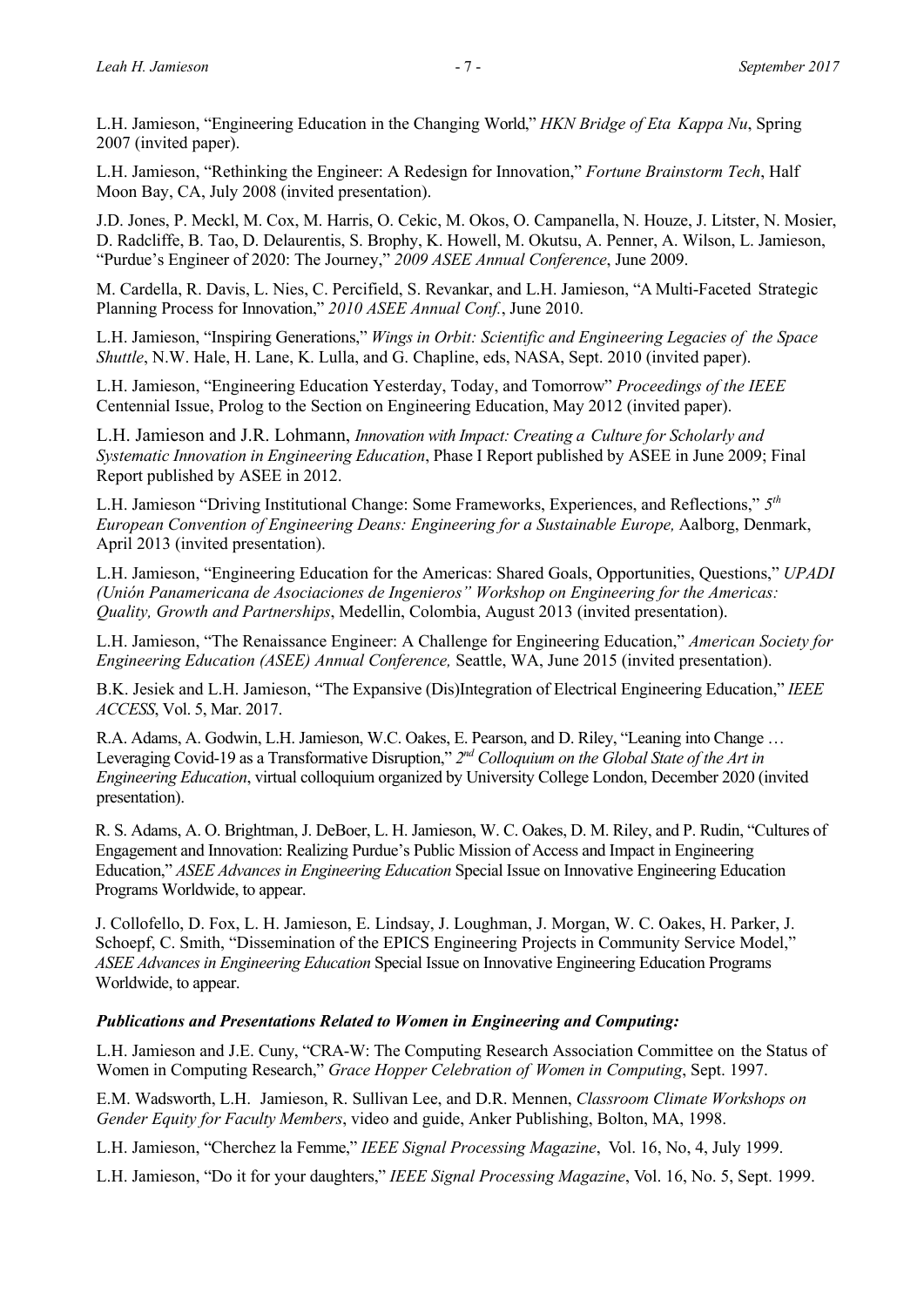L.H. Jamieson, "Engineering Education in the Changing World," *HKN Bridge of Eta Kappa Nu*, Spring 2007 (invited paper).

L.H. Jamieson, "Rethinking the Engineer: A Redesign for Innovation," *Fortune Brainstorm Tech*, Half Moon Bay, CA, July 2008 (invited presentation).

J.D. Jones, P. Meckl, M. Cox, M. Harris, O. Cekic, M. Okos, O. Campanella, N. Houze, J. Litster, N. Mosier, D. Radcliffe, B. Tao, D. Delaurentis, S. Brophy, K. Howell, M. Okutsu, A. Penner, A. Wilson, L. Jamieson, "Purdue's Engineer of 2020: The Journey," *2009 ASEE Annual Conference*, June 2009.

M. Cardella, R. Davis, L. Nies, C. Percifield, S. Revankar, and L.H. Jamieson, "A Multi-Faceted Strategic Planning Process for Innovation," *2010 ASEE Annual Conf.*, June 2010.

L.H. Jamieson, "Inspiring Generations," *Wings in Orbit: Scientific and Engineering Legacies of the Space Shuttle*, N.W. Hale, H. Lane, K. Lulla, and G. Chapline, eds, NASA, Sept. 2010 (invited paper).

L.H. Jamieson, "Engineering Education Yesterday, Today, and Tomorrow" *Proceedings of the IEEE* Centennial Issue, Prolog to the Section on Engineering Education, May 2012 (invited paper).

L.H. Jamieson and J.R. Lohmann, *Innovation with Impact: Creating a Culture for Scholarly and Systematic Innovation in Engineering Education*, Phase I Report published by ASEE in June 2009; Final Report published by ASEE in 2012.

L.H. Jamieson "Driving Institutional Change: Some Frameworks, Experiences, and Reflections," *5th European Convention of Engineering Deans: Engineering for a Sustainable Europe,* Aalborg, Denmark, April 2013 (invited presentation).

L.H. Jamieson, "Engineering Education for the Americas: Shared Goals, Opportunities, Questions," *UPADI (Unión Panamericana de Asociaciones de Ingenieros" Workshop on Engineering for the Americas: Quality, Growth and Partnerships*, Medellin, Colombia, August 2013 (invited presentation).

L.H. Jamieson, "The Renaissance Engineer: A Challenge for Engineering Education," *American Society for Engineering Education (ASEE) Annual Conference,* Seattle, WA, June 2015 (invited presentation).

B.K. Jesiek and L.H. Jamieson, "The Expansive (Dis)Integration of Electrical Engineering Education," *IEEE ACCESS*, Vol. 5, Mar. 2017.

R.A. Adams, A. Godwin, L.H. Jamieson, W.C. Oakes, E. Pearson, and D. Riley, "Leaning into Change … Leveraging Covid-19 as a Transformative Disruption," *2nd Colloquium on the Global State of the Art in Engineering Education*, virtual colloquium organized by University College London, December 2020 (invited presentation).

R. S. Adams, A. O. Brightman, J. DeBoer, L. H. Jamieson, W. C. Oakes, D. M. Riley, and P. Rudin, "Cultures of Engagement and Innovation: Realizing Purdue's Public Mission of Access and Impact in Engineering Education," *ASEE Advances in Engineering Education* Special Issue on Innovative Engineering Education Programs Worldwide, to appear.

J. Collofello, D. Fox, L. H. Jamieson, E. Lindsay, J. Loughman, J. Morgan, W. C. Oakes, H. Parker, J. Schoepf, C. Smith, "Dissemination of the EPICS Engineering Projects in Community Service Model," *ASEE Advances in Engineering Education* Special Issue on Innovative Engineering Education Programs Worldwide, to appear.

***Publications and Presentations Related to Women in Engineering and Computing:***

L.H. Jamieson and J.E. Cuny, "CRA-W: The Computing Research Association Committee on the Status of Women in Computing Research," *Grace Hopper Celebration of Women in Computing*, Sept. 1997.

E.M. Wadsworth, L.H. Jamieson, R. Sullivan Lee, and D.R. Mennen, *Classroom Climate Workshops on Gender Equity for Faculty Members*, video and guide, Anker Publishing, Bolton, MA, 1998.

L.H. Jamieson, "Cherchez la Femme," *IEEE Signal Processing Magazine*, Vol. 16, No, 4, July 1999.

L.H. Jamieson, "Do it for your daughters," *IEEE Signal Processing Magazine*, Vol. 16, No. 5, Sept. 1999.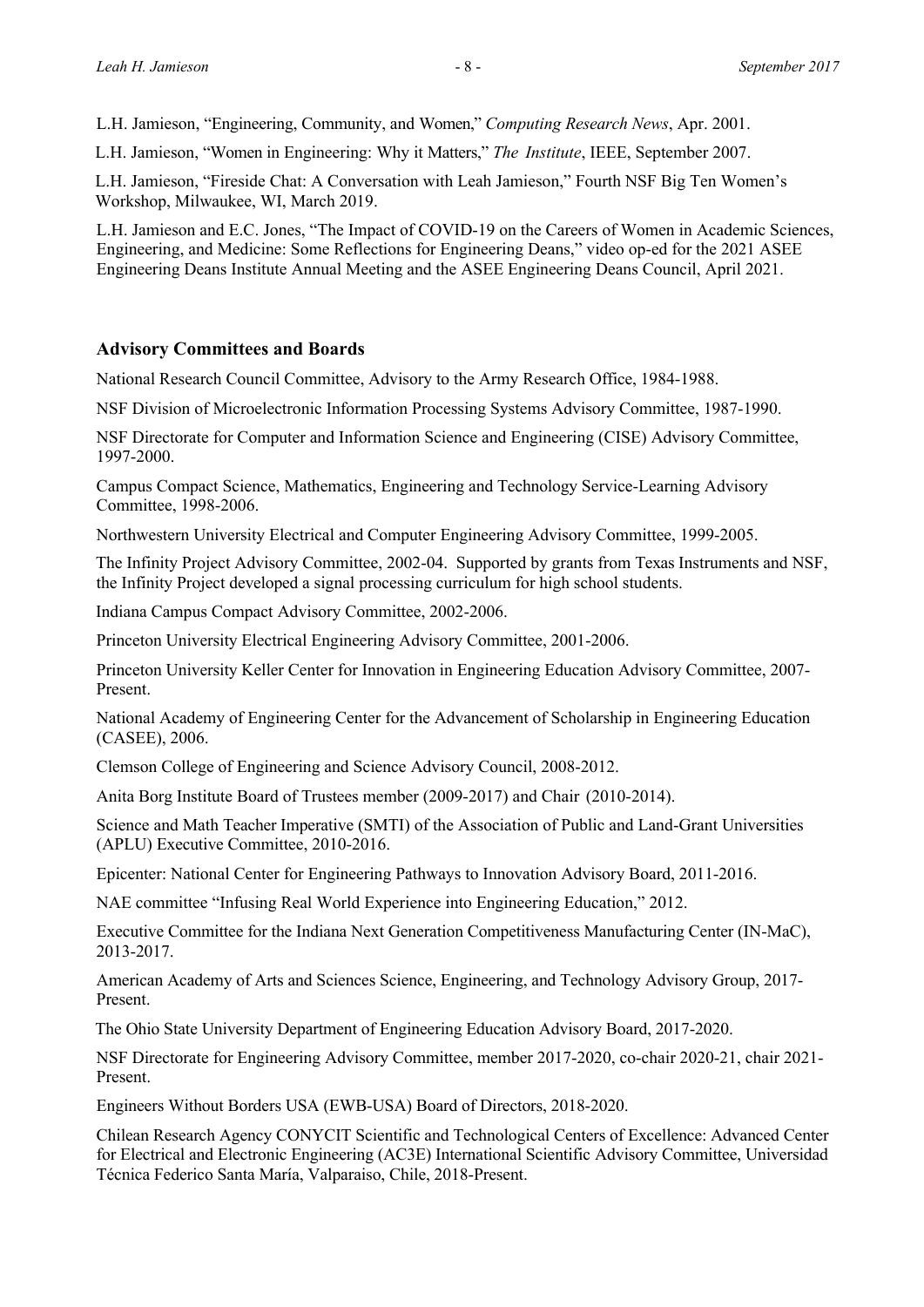L.H. Jamieson, "Engineering, Community, and Women," *Computing Research News*, Apr. 2001.

L.H. Jamieson, "Women in Engineering: Why it Matters," *The Institute*, IEEE, September 2007.

L.H. Jamieson, "Fireside Chat: A Conversation with Leah Jamieson," Fourth NSF Big Ten Women's Workshop, Milwaukee, WI, March 2019.

L.H. Jamieson and E.C. Jones, "The Impact of COVID-19 on the Careers of Women in Academic Sciences, Engineering, and Medicine: Some Reflections for Engineering Deans," video op-ed for the 2021 ASEE Engineering Deans Institute Annual Meeting and the ASEE Engineering Deans Council, April 2021.

### Advisory Committees and Boards

National Research Council Committee, Advisory to the Army Research Office, 1984-1988.

NSF Division of Microelectronic Information Processing Systems Advisory Committee, 1987-1990.

NSF Directorate for Computer and Information Science and Engineering (CISE) Advisory Committee, 1997-2000.

Campus Compact Science, Mathematics, Engineering and Technology Service-Learning Advisory Committee, 1998-2006.

Northwestern University Electrical and Computer Engineering Advisory Committee, 1999-2005.

The Infinity Project Advisory Committee, 2002-04. Supported by grants from Texas Instruments and NSF, the Infinity Project developed a signal processing curriculum for high school students.

Indiana Campus Compact Advisory Committee, 2002-2006.

Princeton University Electrical Engineering Advisory Committee, 2001-2006.

Princeton University Keller Center for Innovation in Engineering Education Advisory Committee, 2007-Present.

National Academy of Engineering Center for the Advancement of Scholarship in Engineering Education (CASEE), 2006.

Clemson College of Engineering and Science Advisory Council, 2008-2012.

Anita Borg Institute Board of Trustees member (2009-2017) and Chair (2010-2014).

Science and Math Teacher Imperative (SMTI) of the Association of Public and Land-Grant Universities (APLU) Executive Committee, 2010-2016.

Epicenter: National Center for Engineering Pathways to Innovation Advisory Board, 2011-2016.

NAE committee "Infusing Real World Experience into Engineering Education," 2012.

Executive Committee for the Indiana Next Generation Competitiveness Manufacturing Center (IN-MaC), 2013-2017.

American Academy of Arts and Sciences Science, Engineering, and Technology Advisory Group, 2017-Present.

The Ohio State University Department of Engineering Education Advisory Board, 2017-2020.

NSF Directorate for Engineering Advisory Committee, member 2017-2020, co-chair 2020-21, chair 2021-Present.

Engineers Without Borders USA (EWB-USA) Board of Directors, 2018-2020.

Chilean Research Agency CONYCIT Scientific and Technological Centers of Excellence: Advanced Center for Electrical and Electronic Engineering (AC3E) International Scientific Advisory Committee, Universidad Técnica Federico Santa María, Valparaiso, Chile, 2018-Present.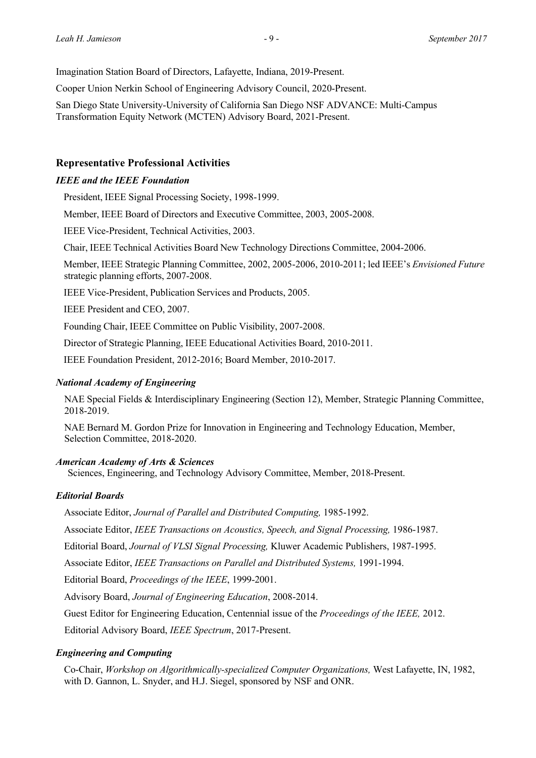Imagination Station Board of Directors, Lafayette, Indiana, 2019-Present.

Cooper Union Nerkin School of Engineering Advisory Council, 2020-Present.

San Diego State University-University of California San Diego NSF ADVANCE: Multi-Campus Transformation Equity Network (MCTEN) Advisory Board, 2021-Present.

## Representative Professional Activities

### *IEEE and the IEEE Foundation*

President, IEEE Signal Processing Society, 1998-1999.

Member, IEEE Board of Directors and Executive Committee, 2003, 2005-2008.

IEEE Vice-President, Technical Activities, 2003.

Chair, IEEE Technical Activities Board New Technology Directions Committee, 2004-2006.

Member, IEEE Strategic Planning Committee, 2002, 2005-2006, 2010-2011; led IEEE's *Envisioned Future* strategic planning efforts, 2007-2008.

IEEE Vice-President, Publication Services and Products, 2005.

IEEE President and CEO, 2007.

Founding Chair, IEEE Committee on Public Visibility, 2007-2008.

Director of Strategic Planning, IEEE Educational Activities Board, 2010-2011.

IEEE Foundation President, 2012-2016; Board Member, 2010-2017.

### *National Academy of Engineering*

NAE Special Fields & Interdisciplinary Engineering (Section 12), Member, Strategic Planning Committee, 2018-2019.

NAE Bernard M. Gordon Prize for Innovation in Engineering and Technology Education, Member, Selection Committee, 2018-2020.

### *American Academy of Arts & Sciences*

Sciences, Engineering, and Technology Advisory Committee, Member, 2018-Present.

### *Editorial Boards*

Associate Editor, *Journal of Parallel and Distributed Computing,* 1985-1992.

Associate Editor, *IEEE Transactions on Acoustics, Speech, and Signal Processing,* 1986-1987.

Editorial Board, *Journal of VLSI Signal Processing,* Kluwer Academic Publishers, 1987-1995.

Associate Editor, *IEEE Transactions on Parallel and Distributed Systems,* 1991-1994.

Editorial Board, *Proceedings of the IEEE*, 1999-2001.

Advisory Board, *Journal of Engineering Education*, 2008-2014.

Guest Editor for Engineering Education, Centennial issue of the *Proceedings of the IEEE,* 2012.

Editorial Advisory Board, *IEEE Spectrum*, 2017-Present.

### *Engineering and Computing*

Co-Chair, *Workshop on Algorithmically-specialized Computer Organizations,* West Lafayette, IN, 1982, with D. Gannon, L. Snyder, and H.J. Siegel, sponsored by NSF and ONR.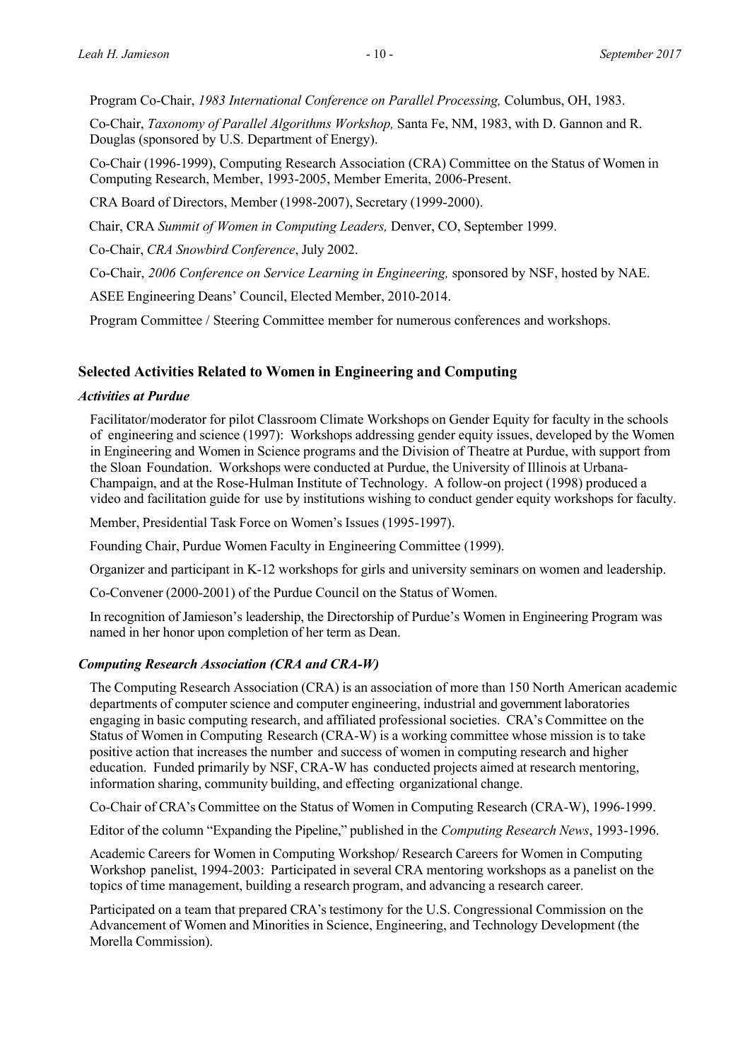Program Co-Chair, *1983 International Conference on Parallel Processing,* Columbus, OH, 1983.

Co-Chair, *Taxonomy of Parallel Algorithms Workshop,* Santa Fe, NM, 1983, with D. Gannon and R. Douglas (sponsored by U.S. Department of Energy).

Co-Chair (1996-1999), Computing Research Association (CRA) Committee on the Status of Women in Computing Research, Member, 1993-2005, Member Emerita, 2006-Present.

CRA Board of Directors, Member (1998-2007), Secretary (1999-2000).

Chair, CRA *Summit of Women in Computing Leaders,* Denver, CO, September 1999.

Co-Chair, *CRA Snowbird Conference*, July 2002.

Co-Chair, *2006 Conference on Service Learning in Engineering,* sponsored by NSF, hosted by NAE.

ASEE Engineering Deans' Council, Elected Member, 2010-2014.

Program Committee / Steering Committee member for numerous conferences and workshops.

## Selected Activities Related to Women in Engineering and Computing

### *Activities at Purdue*

Facilitator/moderator for pilot Classroom Climate Workshops on Gender Equity for faculty in the schools of engineering and science (1997): Workshops addressing gender equity issues, developed by the Women in Engineering and Women in Science programs and the Division of Theatre at Purdue, with support from the Sloan Foundation. Workshops were conducted at Purdue, the University of Illinois at Urbana-Champaign, and at the Rose-Hulman Institute of Technology. A follow-on project (1998) produced a video and facilitation guide for use by institutions wishing to conduct gender equity workshops for faculty.

Member, Presidential Task Force on Women's Issues (1995-1997).

Founding Chair, Purdue Women Faculty in Engineering Committee (1999).

Organizer and participant in K-12 workshops for girls and university seminars on women and leadership.

Co-Convener (2000-2001) of the Purdue Council on the Status of Women.

In recognition of Jamieson's leadership, the Directorship of Purdue's Women in Engineering Program was named in her honor upon completion of her term as Dean.

### *Computing Research Association (CRA and CRA-W)*

The Computing Research Association (CRA) is an association of more than 150 North American academic departments of computer science and computer engineering, industrial and government laboratories engaging in basic computing research, and affiliated professional societies. CRA's Committee on the Status of Women in Computing Research (CRA-W) is a working committee whose mission is to take positive action that increases the number and success of women in computing research and higher education. Funded primarily by NSF, CRA-W has conducted projects aimed at research mentoring, information sharing, community building, and effecting organizational change.

Co-Chair of CRA's Committee on the Status of Women in Computing Research (CRA-W), 1996-1999.

Editor of the column "Expanding the Pipeline," published in the *Computing Research News*, 1993-1996.

Academic Careers for Women in Computing Workshop/ Research Careers for Women in Computing Workshop panelist, 1994-2003: Participated in several CRA mentoring workshops as a panelist on the topics of time management, building a research program, and advancing a research career.

Participated on a team that prepared CRA's testimony for the U.S. Congressional Commission on the Advancement of Women and Minorities in Science, Engineering, and Technology Development (the Morella Commission).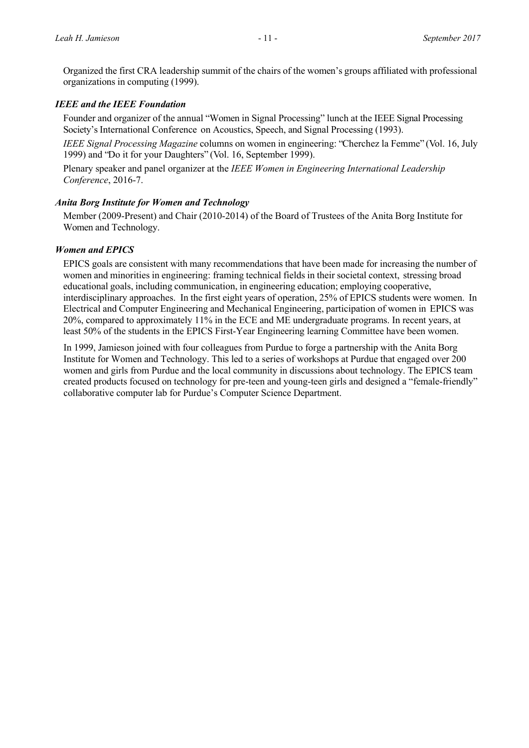Organized the first CRA leadership summit of the chairs of the women's groups affiliated with professional organizations in computing (1999).

### *IEEE and the IEEE Foundation*

Founder and organizer of the annual "Women in Signal Processing" lunch at the IEEE Signal Processing Society's International Conference on Acoustics, Speech, and Signal Processing (1993).

*IEEE Signal Processing Magazine* columns on women in engineering: "Cherchez la Femme" (Vol. 16, July 1999) and "Do it for your Daughters" (Vol. 16, September 1999).

Plenary speaker and panel organizer at the *IEEE Women in Engineering International Leadership Conference*, 2016-7.

### *Anita Borg Institute for Women and Technology*

Member (2009-Present) and Chair (2010-2014) of the Board of Trustees of the Anita Borg Institute for Women and Technology.

### *Women and EPICS*

EPICS goals are consistent with many recommendations that have been made for increasing the number of women and minorities in engineering: framing technical fields in their societal context, stressing broad educational goals, including communication, in engineering education; employing cooperative, interdisciplinary approaches. In the first eight years of operation, 25% of EPICS students were women. In Electrical and Computer Engineering and Mechanical Engineering, participation of women in EPICS was 20%, compared to approximately 11% in the ECE and ME undergraduate programs. In recent years, at least 50% of the students in the EPICS First-Year Engineering learning Committee have been women.

In 1999, Jamieson joined with four colleagues from Purdue to forge a partnership with the Anita Borg Institute for Women and Technology. This led to a series of workshops at Purdue that engaged over 200 women and girls from Purdue and the local community in discussions about technology. The EPICS team created products focused on technology for pre-teen and young-teen girls and designed a "female-friendly" collaborative computer lab for Purdue's Computer Science Department.